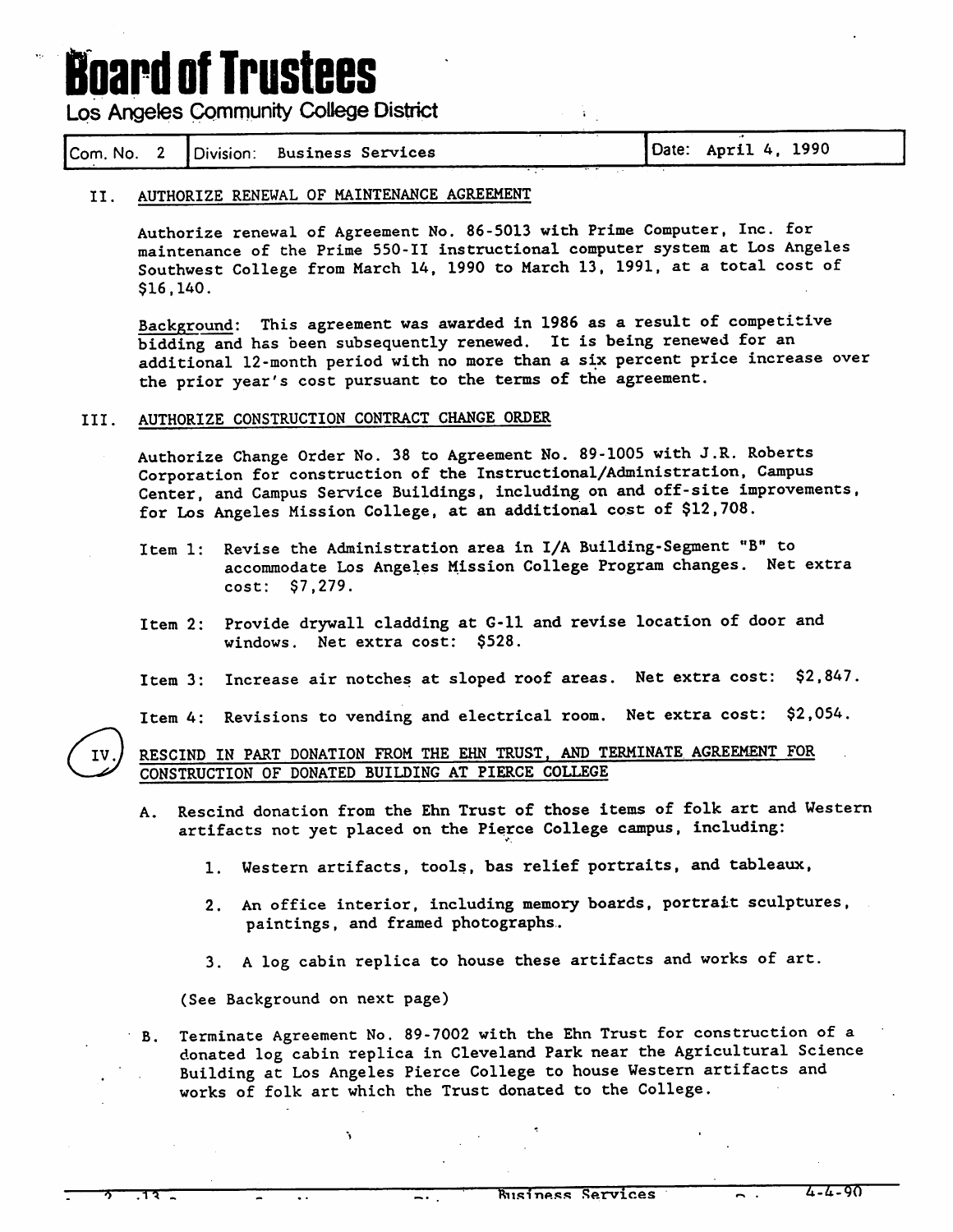# Board of Trustees

Los Angeles Community College District

| Com. No. 2 | Division: Business Services | Date: April 4, 1990 |
|---|---|---|

II. AUTHORIZE RENEWAL OF MAINTENANCE AGREEMENT

Authorize renewal of Agreement No. 86-5013 with Prime Computer, Inc. for maintenance of the Prime 550-II instructional computer system at Los Angeles Southwest College from March 14, 1990 to March 13, 1991, at a total cost of $16,140.

Background: This agreement was awarded in 1986 as a result of competitive bidding and has been subsequently renewed. It is being renewed for an additional 12-month period with no more than a six percent price increase over the prior year's cost pursuant to the terms of the agreement.

III. AUTHORIZE CONSTRUCTION CONTRACT CHANGE ORDER

Authorize Change Order No. 38 to Agreement No. 89-1005 with J.R. Roberts Corporation for construction of the Instructional/Administration, Campus Center, and Campus Service Buildings, including on and off-site improvements, for Los Angeles Mission College, at an additional cost of $12,708.

Item 1: Revise the Administration area in I/A Building-Segment "B" to accommodate Los Angeles Mission College Program changes. Net extra cost: $7,279.

Item 2: Provide drywall cladding at G-11 and revise location of door and windows. Net extra cost: $528.

Item 3: Increase air notches at sloped roof areas. Net extra cost: $2,847.

Item 4: Revisions to vending and electrical room. Net extra cost: $2,054.

IV. RESCIND IN PART DONATION FROM THE EHN TRUST, AND TERMINATE AGREEMENT FOR CONSTRUCTION OF DONATED BUILDING AT PIERCE COLLEGE

A. Rescind donation from the Ehn Trust of those items of folk art and Western artifacts not yet placed on the Pierce College campus, including:

1. Western artifacts, tools, bas relief portraits, and tableaux,
2. An office interior, including memory boards, portrait sculptures, paintings, and framed photographs.
3. A log cabin replica to house these artifacts and works of art.

(See Background on next page)

B. Terminate Agreement No. 89-7002 with the Ehn Trust for construction of a donated log cabin replica in Cleveland Park near the Agricultural Science Building at Los Angeles Pierce College to house Western artifacts and works of folk art which the Trust donated to the College.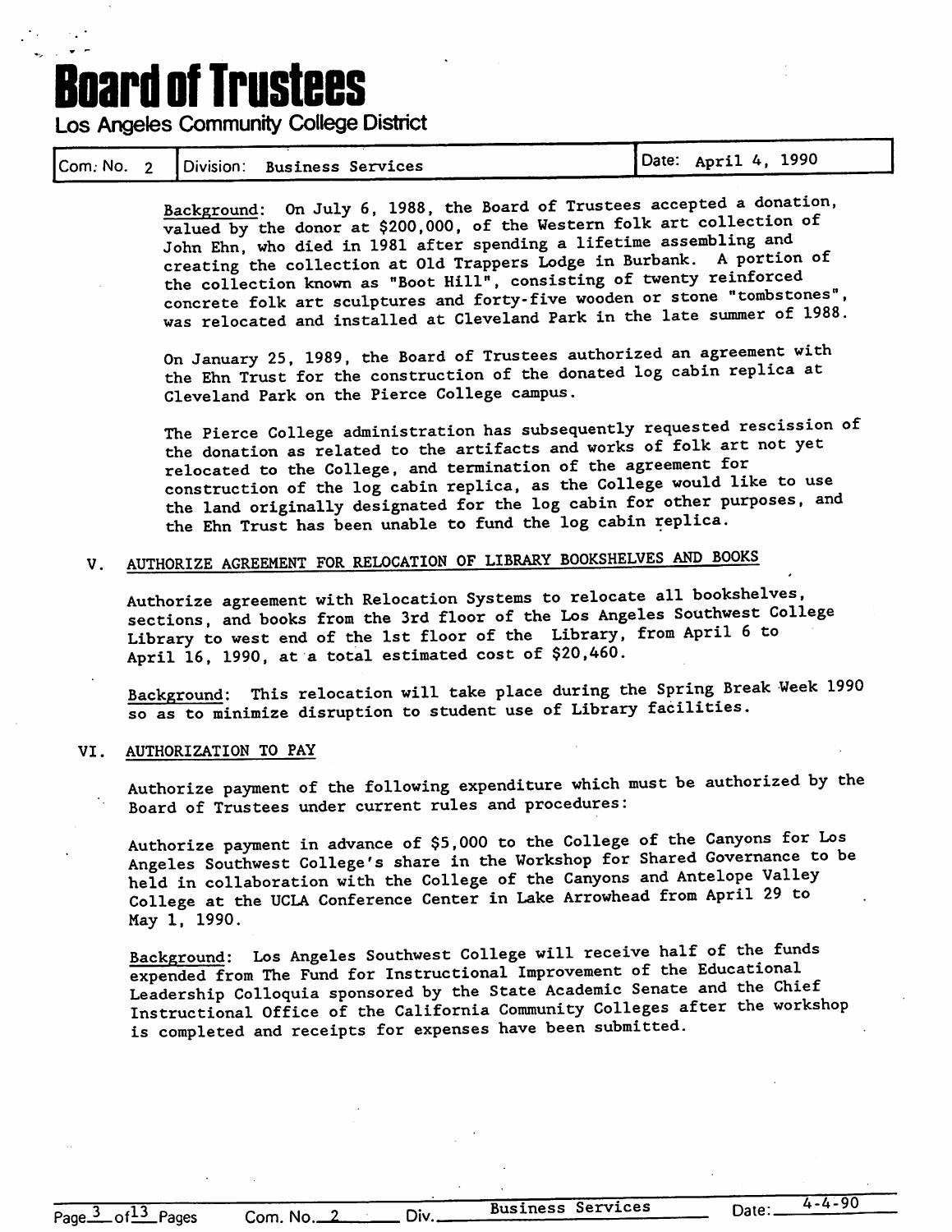# Board of Trustees

Los Angeles Community College District

| Com. No. 2 | Division: Business Services | Date: April 4, 1990 |
|---|---|---|

Background: On July 6, 1988, the Board of Trustees accepted a donation, valued by the donor at $200,000, of the Western folk art collection of John Ehn, who died in 1981 after spending a lifetime assembling and creating the collection at Old Trappers Lodge in Burbank. A portion of the collection known as "Boot Hill", consisting of twenty reinforced concrete folk art sculptures and forty-five wooden or stone "tombstones", was relocated and installed at Cleveland Park in the late summer of 1988.

On January 25, 1989, the Board of Trustees authorized an agreement with the Ehn Trust for the construction of the donated log cabin replica at Cleveland Park on the Pierce College campus.

The Pierce College administration has subsequently requested rescission of the donation as related to the artifacts and works of folk art not yet relocated to the College, and termination of the agreement for construction of the log cabin replica, as the College would like to use the land originally designated for the log cabin for other purposes, and the Ehn Trust has been unable to fund the log cabin replica.

V. AUTHORIZE AGREEMENT FOR RELOCATION OF LIBRARY BOOKSHELVES AND BOOKS

Authorize agreement with Relocation Systems to relocate all bookshelves, sections, and books from the 3rd floor of the Los Angeles Southwest College Library to west end of the 1st floor of the Library, from April 6 to April 16, 1990, at a total estimated cost of $20,460.

Background: This relocation will take place during the Spring Break Week 1990 so as to minimize disruption to student use of Library facilities.

VI. AUTHORIZATION TO PAY

Authorize payment of the following expenditure which must be authorized by the Board of Trustees under current rules and procedures:

Authorize payment in advance of $5,000 to the College of the Canyons for Los Angeles Southwest College's share in the Workshop for Shared Governance to be held in collaboration with the College of the Canyons and Antelope Valley College at the UCLA Conference Center in Lake Arrowhead from April 29 to May 1, 1990.

Background: Los Angeles Southwest College will receive half of the funds expended from The Fund for Instructional Improvement of the Educational Leadership Colloquia sponsored by the State Academic Senate and the Chief Instructional Office of the California Community Colleges after the workshop is completed and receipts for expenses have been submitted.